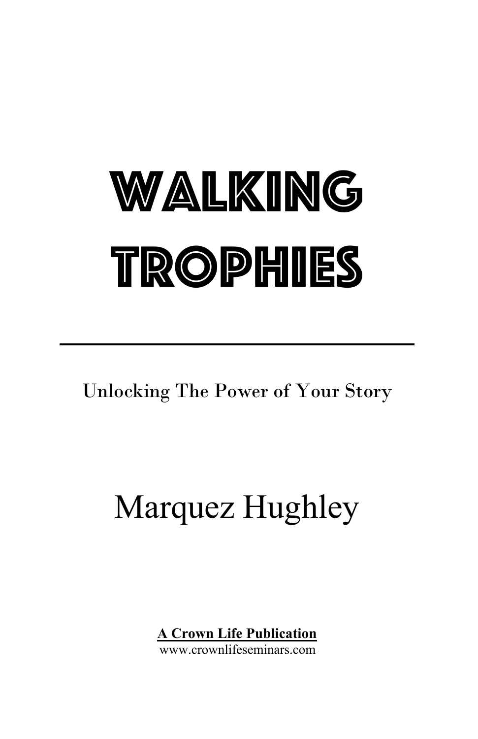# WALKING TROPHIES

---

Unlocking The Power of Your Story

Marquez Hughley

**A Crown Life Publication**
www.crownlifeseminars.com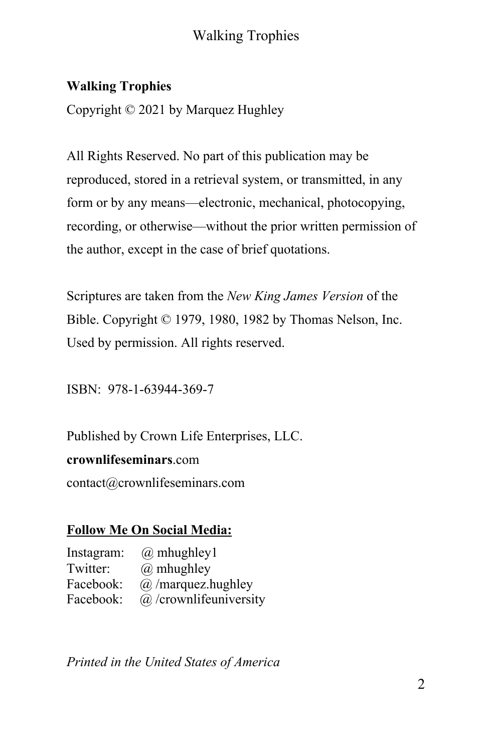**Walking Trophies**

Copyright © 2021 by Marquez Hughley

All Rights Reserved. No part of this publication may be reproduced, stored in a retrieval system, or transmitted, in any form or by any means—electronic, mechanical, photocopying, recording, or otherwise—without the prior written permission of the author, except in the case of brief quotations.

Scriptures are taken from the *New King James Version* of the Bible. Copyright © 1979, 1980, 1982 by Thomas Nelson, Inc. Used by permission. All rights reserved.

ISBN: 978-1-63944-369-7

Published by Crown Life Enterprises, LLC.
**crownlifeseminars**.com
contact@crownlifeseminars.com

**Follow Me On Social Media:**

Instagram: @ mhughley1
Twitter: @ mhughley
Facebook: @ /marquez.hughley
Facebook: @ /crownlifeuniversity

*Printed in the United States of America*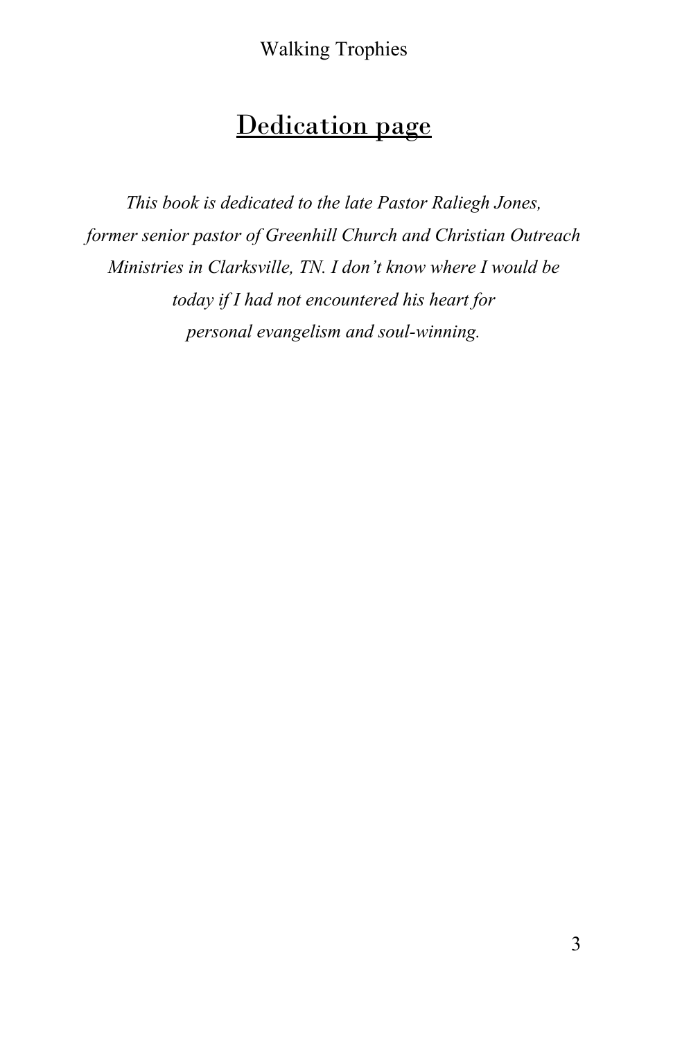# Dedication page

*This book is dedicated to the late Pastor Raliegh Jones, former senior pastor of Greenhill Church and Christian Outreach Ministries in Clarksville, TN. I don't know where I would be today if I had not encountered his heart for personal evangelism and soul-winning.*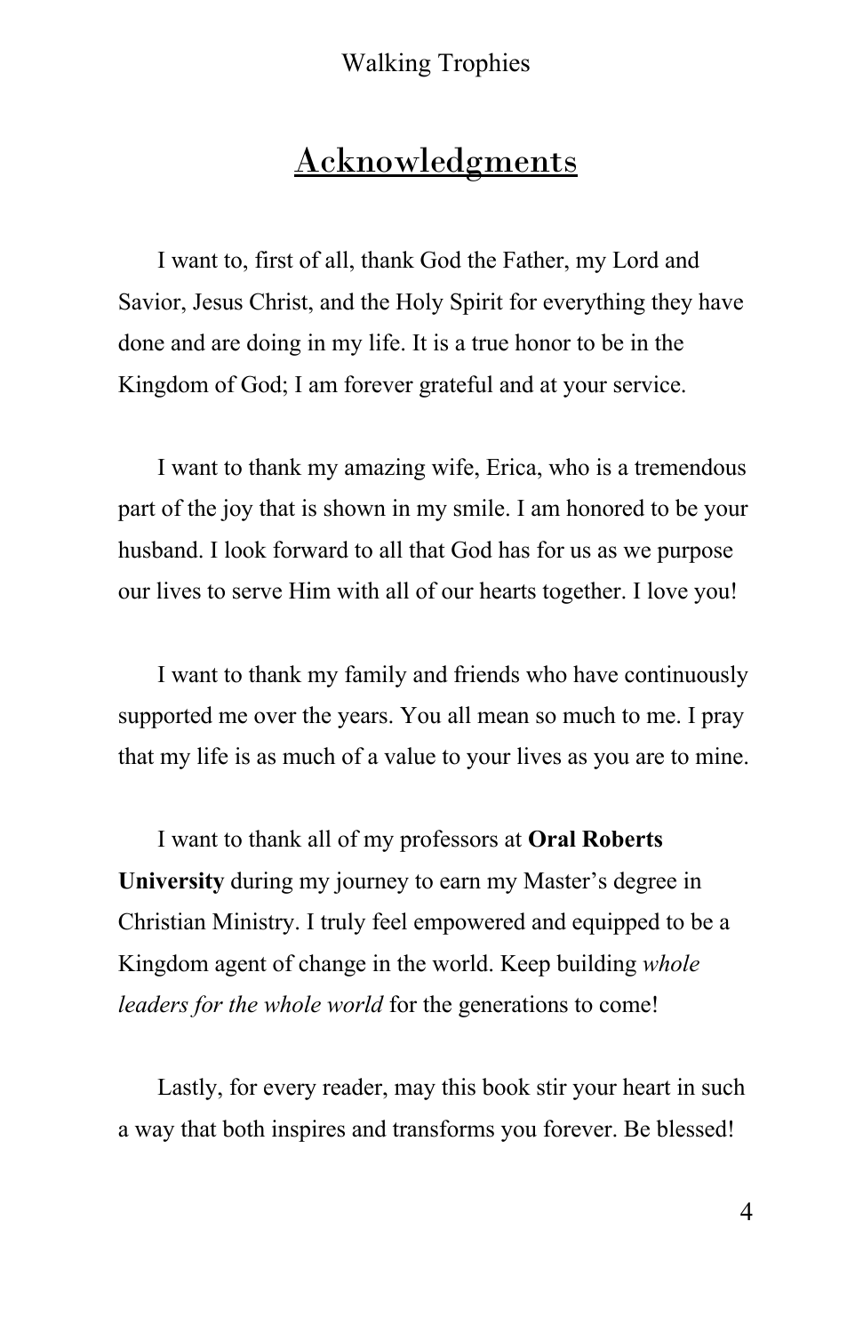# Acknowledgments

I want to, first of all, thank God the Father, my Lord and Savior, Jesus Christ, and the Holy Spirit for everything they have done and are doing in my life. It is a true honor to be in the Kingdom of God; I am forever grateful and at your service.

I want to thank my amazing wife, Erica, who is a tremendous part of the joy that is shown in my smile. I am honored to be your husband. I look forward to all that God has for us as we purpose our lives to serve Him with all of our hearts together. I love you!

I want to thank my family and friends who have continuously supported me over the years. You all mean so much to me. I pray that my life is as much of a value to your lives as you are to mine.

I want to thank all of my professors at **Oral Roberts University** during my journey to earn my Master's degree in Christian Ministry. I truly feel empowered and equipped to be a Kingdom agent of change in the world. Keep building *whole leaders for the whole world* for the generations to come!

Lastly, for every reader, may this book stir your heart in such a way that both inspires and transforms you forever. Be blessed!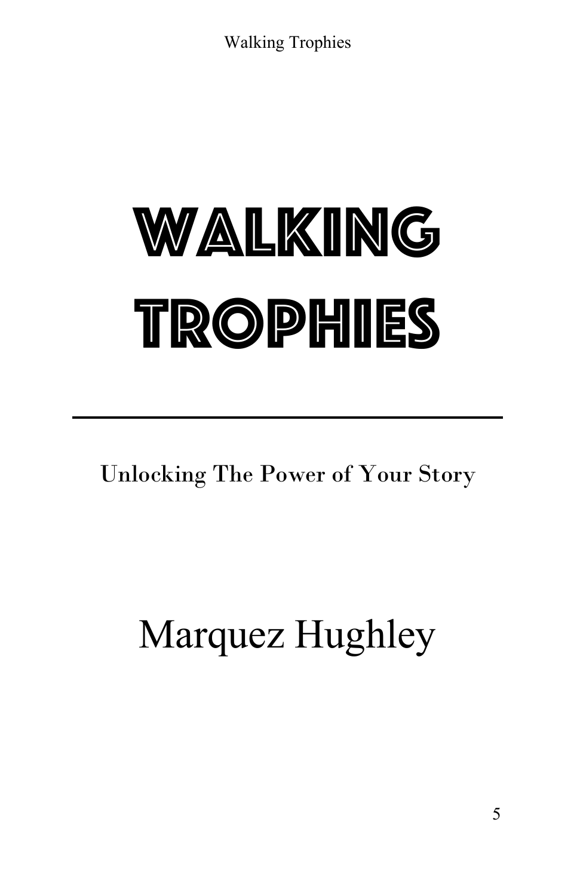# WALKING TROPHIES

---

Unlocking The Power of Your Story

Marquez Hughley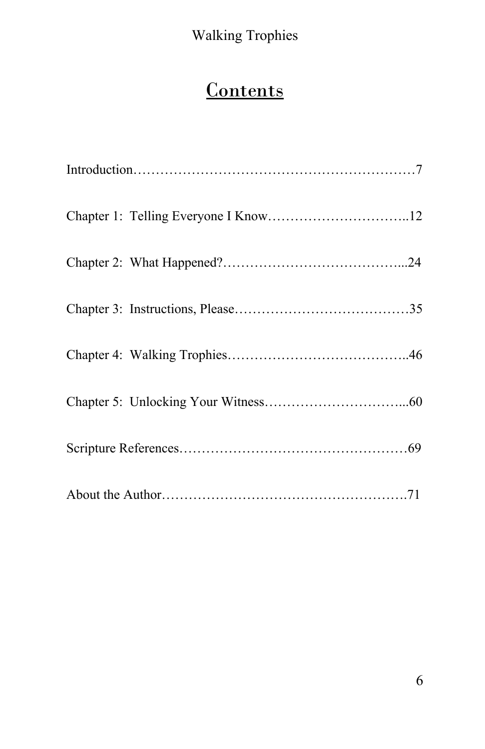# Contents

Introduction…………………………………………………………7

Chapter 1: Telling Everyone I Know…………………………..12

Chapter 2: What Happened?…………………………………...24

Chapter 3: Instructions, Please…………………………………35

Chapter 4: Walking Trophies…………………………………..46

Chapter 5: Unlocking Your Witness…………………………...60

Scripture References……………………………………………69

About the Author……………………………………………….71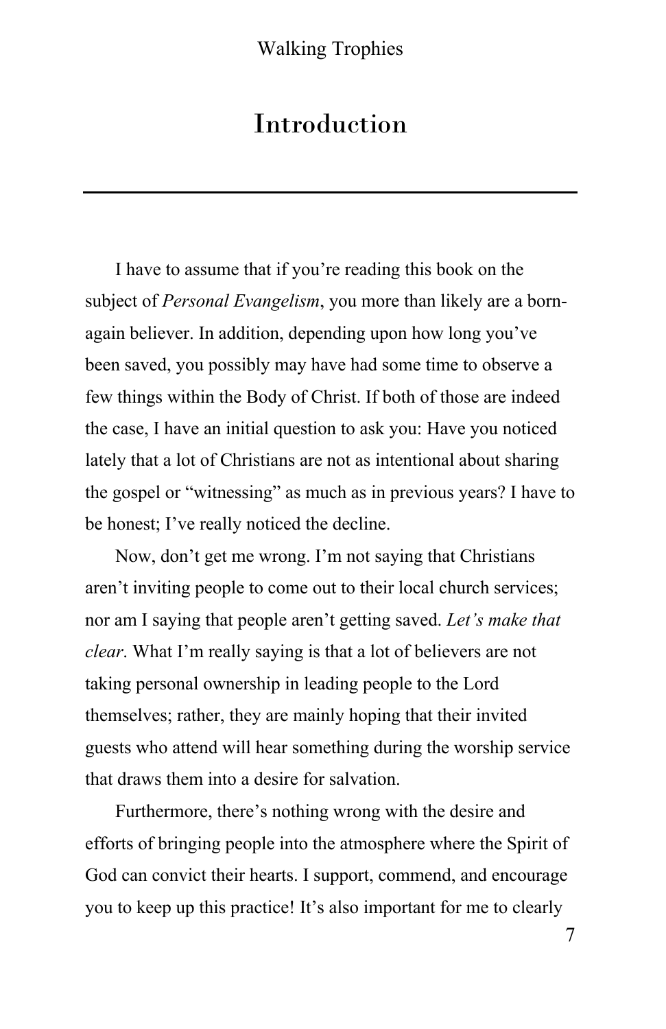# Introduction

---

I have to assume that if you're reading this book on the subject of *Personal Evangelism*, you more than likely are a born-again believer. In addition, depending upon how long you've been saved, you possibly may have had some time to observe a few things within the Body of Christ. If both of those are indeed the case, I have an initial question to ask you: Have you noticed lately that a lot of Christians are not as intentional about sharing the gospel or "witnessing" as much as in previous years? I have to be honest; I've really noticed the decline.

Now, don't get me wrong. I'm not saying that Christians aren't inviting people to come out to their local church services; nor am I saying that people aren't getting saved. *Let's make that clear*. What I'm really saying is that a lot of believers are not taking personal ownership in leading people to the Lord themselves; rather, they are mainly hoping that their invited guests who attend will hear something during the worship service that draws them into a desire for salvation.

Furthermore, there's nothing wrong with the desire and efforts of bringing people into the atmosphere where the Spirit of God can convict their hearts. I support, commend, and encourage you to keep up this practice! It's also important for me to clearly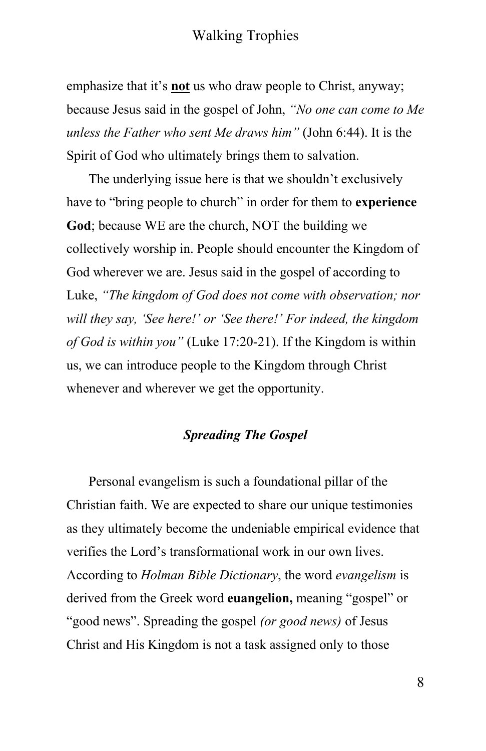emphasize that it's <u>**not**</u> us who draw people to Christ, anyway; because Jesus said in the gospel of John, *"No one can come to Me unless the Father who sent Me draws him"* (John 6:44). It is the Spirit of God who ultimately brings them to salvation.

The underlying issue here is that we shouldn't exclusively have to "bring people to church" in order for them to **experience God**; because WE are the church, NOT the building we collectively worship in. People should encounter the Kingdom of God wherever we are. Jesus said in the gospel of according to Luke, *"The kingdom of God does not come with observation; nor will they say, 'See here!' or 'See there!' For indeed, the kingdom of God is within you"* (Luke 17:20-21). If the Kingdom is within us, we can introduce people to the Kingdom through Christ whenever and wherever we get the opportunity.

### ***Spreading The Gospel***

Personal evangelism is such a foundational pillar of the Christian faith. We are expected to share our unique testimonies as they ultimately become the undeniable empirical evidence that verifies the Lord's transformational work in our own lives. According to *Holman Bible Dictionary*, the word *evangelism* is derived from the Greek word **euangelion,** meaning "gospel" or "good news". Spreading the gospel *(or good news)* of Jesus Christ and His Kingdom is not a task assigned only to those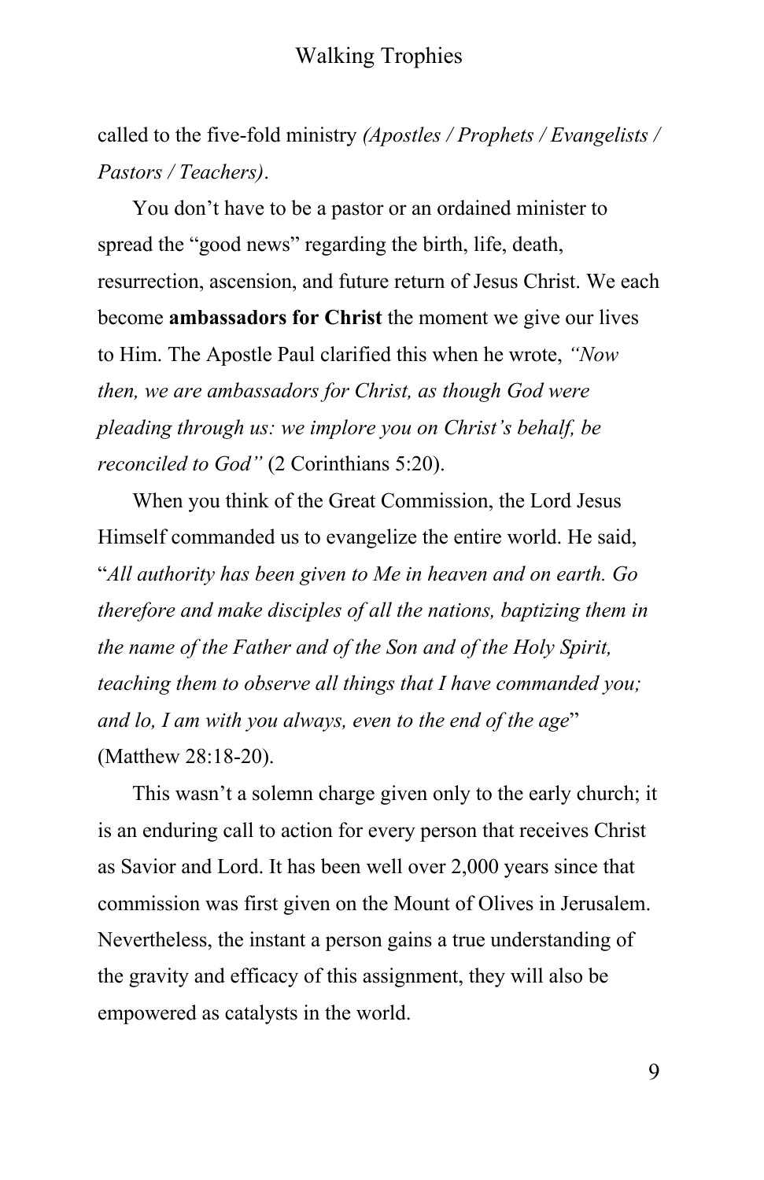called to the five-fold ministry *(Apostles / Prophets / Evangelists / Pastors / Teachers)*.

You don't have to be a pastor or an ordained minister to spread the "good news" regarding the birth, life, death, resurrection, ascension, and future return of Jesus Christ. We each become **ambassadors for Christ** the moment we give our lives to Him. The Apostle Paul clarified this when he wrote, *"Now then, we are ambassadors for Christ, as though God were pleading through us: we implore you on Christ's behalf, be reconciled to God"* (2 Corinthians 5:20).

When you think of the Great Commission, the Lord Jesus Himself commanded us to evangelize the entire world. He said, "*All authority has been given to Me in heaven and on earth. Go therefore and make disciples of all the nations, baptizing them in the name of the Father and of the Son and of the Holy Spirit, teaching them to observe all things that I have commanded you; and lo, I am with you always, even to the end of the age*" (Matthew 28:18-20).

This wasn't a solemn charge given only to the early church; it is an enduring call to action for every person that receives Christ as Savior and Lord. It has been well over 2,000 years since that commission was first given on the Mount of Olives in Jerusalem. Nevertheless, the instant a person gains a true understanding of the gravity and efficacy of this assignment, they will also be empowered as catalysts in the world.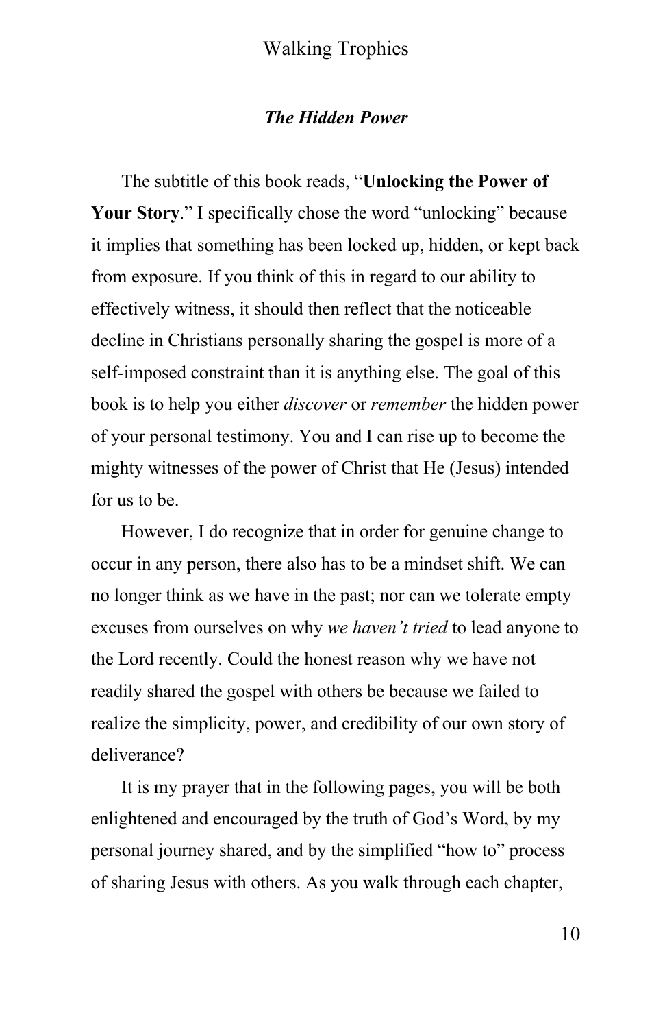### ***The Hidden Power***

The subtitle of this book reads, "**Unlocking the Power of Your Story**." I specifically chose the word "unlocking" because it implies that something has been locked up, hidden, or kept back from exposure. If you think of this in regard to our ability to effectively witness, it should then reflect that the noticeable decline in Christians personally sharing the gospel is more of a self-imposed constraint than it is anything else. The goal of this book is to help you either *discover* or *remember* the hidden power of your personal testimony. You and I can rise up to become the mighty witnesses of the power of Christ that He (Jesus) intended for us to be.

However, I do recognize that in order for genuine change to occur in any person, there also has to be a mindset shift. We can no longer think as we have in the past; nor can we tolerate empty excuses from ourselves on why *we haven't tried* to lead anyone to the Lord recently. Could the honest reason why we have not readily shared the gospel with others be because we failed to realize the simplicity, power, and credibility of our own story of deliverance?

It is my prayer that in the following pages, you will be both enlightened and encouraged by the truth of God's Word, by my personal journey shared, and by the simplified "how to" process of sharing Jesus with others. As you walk through each chapter,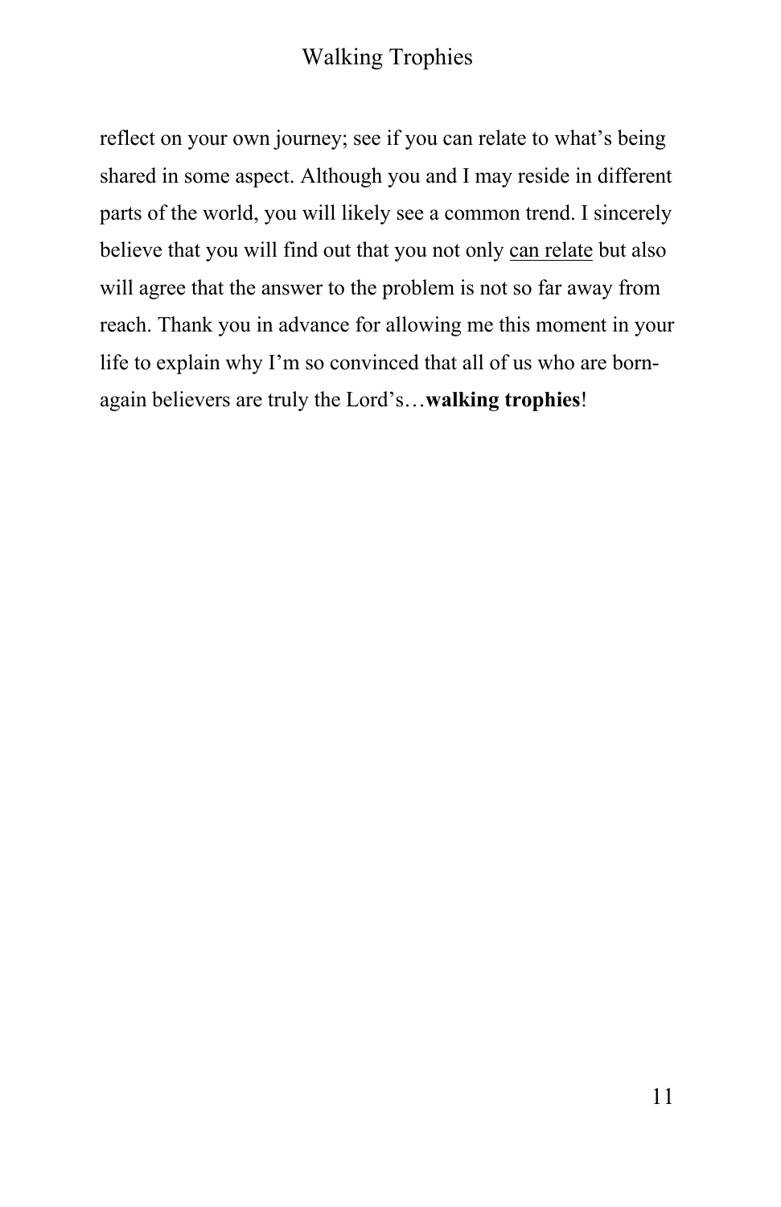reflect on your own journey; see if you can relate to what's being shared in some aspect. Although you and I may reside in different parts of the world, you will likely see a common trend. I sincerely believe that you will find out that you not only <u>can relate</u> but also will agree that the answer to the problem is not so far away from reach. Thank you in advance for allowing me this moment in your life to explain why I'm so convinced that all of us who are born-again believers are truly the Lord's…**walking trophies**!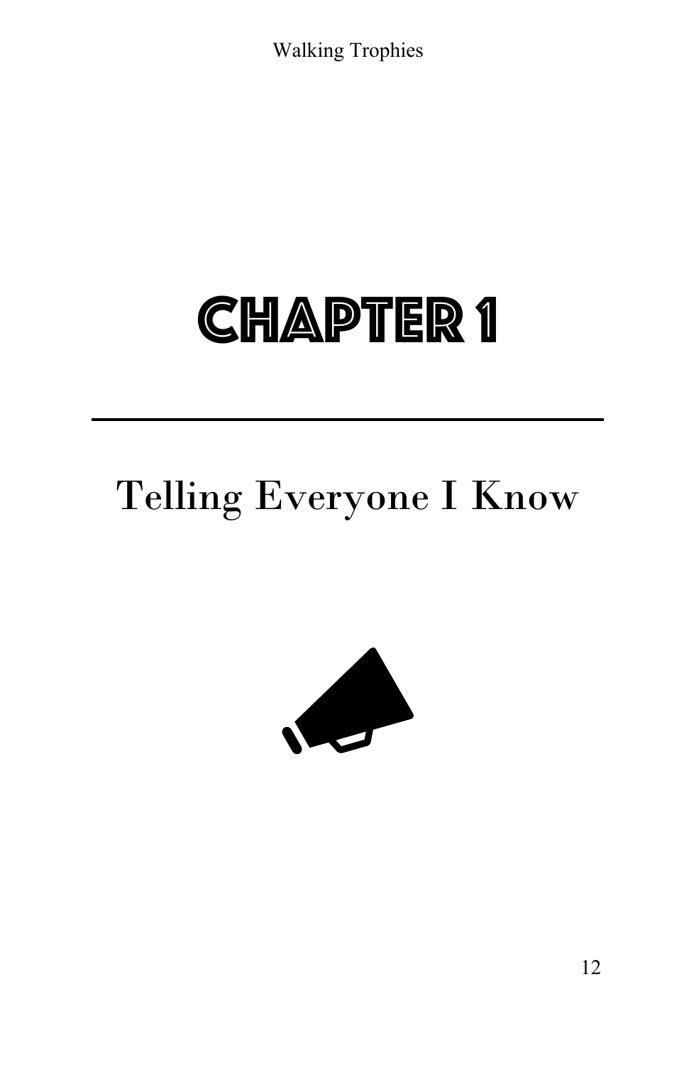# Chapter 1

## Telling Everyone I Know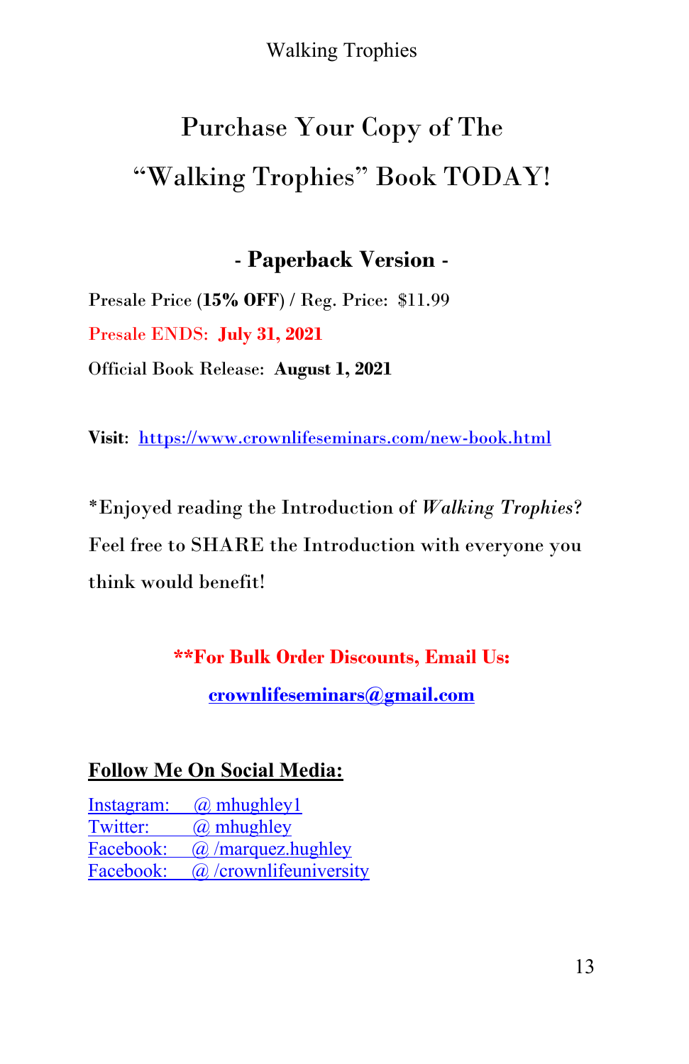# Purchase Your Copy of The "Walking Trophies" Book TODAY!

## - Paperback Version -

Presale Price (**15% OFF**) / Reg. Price: $11.99

Presale ENDS: **July 31, 2021**

Official Book Release: **August 1, 2021**

**Visit**: https://www.crownlifeseminars.com/new-book.html

*Enjoyed reading the Introduction of *Walking Trophies*? Feel free to SHARE the Introduction with everyone you think would benefit!

**For Bulk Order Discounts, Email Us:**

**crownlifeseminars@gmail.com**

**Follow Me On Social Media:**

Instagram: @ mhughley1
Twitter: @ mhughley
Facebook: @ /marquez.hughley
Facebook: @ /crownlifeuniversity